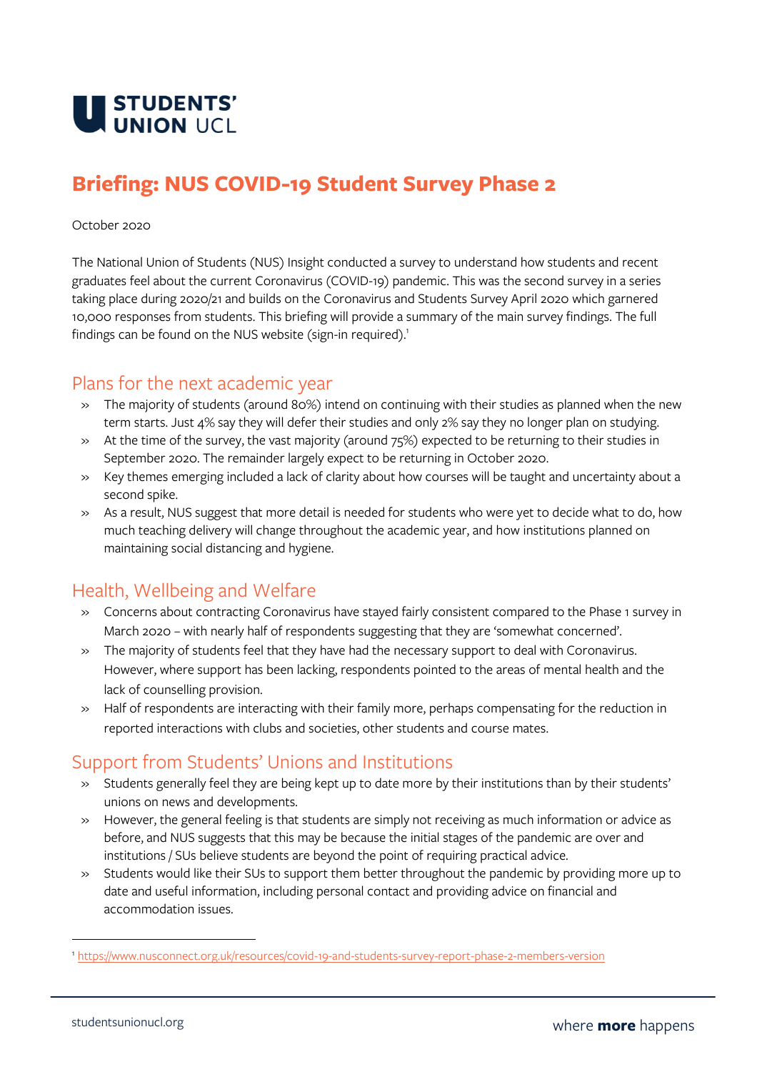STUDENTS' UNION UCL

# Briefing: NUS COVID-19 Student Survey Phase 2

October 2020

The National Union of Students (NUS) Insight conducted a survey to understand how students and recent graduates feel about the current Coronavirus (COVID-19) pandemic. This was the second survey in a series taking place during 2020/21 and builds on the Coronavirus and Students Survey April 2020 which garnered 10,000 responses from students. This briefing will provide a summary of the main survey findings. The full findings can be found on the NUS website (sign-in required).[1]

## Plans for the next academic year

- The majority of students (around 80%) intend on continuing with their studies as planned when the new term starts. Just 4% say they will defer their studies and only 2% say they no longer plan on studying.
- At the time of the survey, the vast majority (around 75%) expected to be returning to their studies in September 2020. The remainder largely expect to be returning in October 2020.
- Key themes emerging included a lack of clarity about how courses will be taught and uncertainty about a second spike.
- As a result, NUS suggest that more detail is needed for students who were yet to decide what to do, how much teaching delivery will change throughout the academic year, and how institutions planned on maintaining social distancing and hygiene.

## Health, Wellbeing and Welfare

- Concerns about contracting Coronavirus have stayed fairly consistent compared to the Phase 1 survey in March 2020 – with nearly half of respondents suggesting that they are 'somewhat concerned'.
- The majority of students feel that they have had the necessary support to deal with Coronavirus. However, where support has been lacking, respondents pointed to the areas of mental health and the lack of counselling provision.
- Half of respondents are interacting with their family more, perhaps compensating for the reduction in reported interactions with clubs and societies, other students and course mates.

## Support from Students' Unions and Institutions

- Students generally feel they are being kept up to date more by their institutions than by their students' unions on news and developments.
- However, the general feeling is that students are simply not receiving as much information or advice as before, and NUS suggests that this may be because the initial stages of the pandemic are over and institutions / SUs believe students are beyond the point of requiring practical advice.
- Students would like their SUs to support them better throughout the pandemic by providing more up to date and useful information, including personal contact and providing advice on financial and accommodation issues.

---

[1] https://www.nusconnect.org.uk/resources/covid-19-and-students-survey-report-phase-2-members-version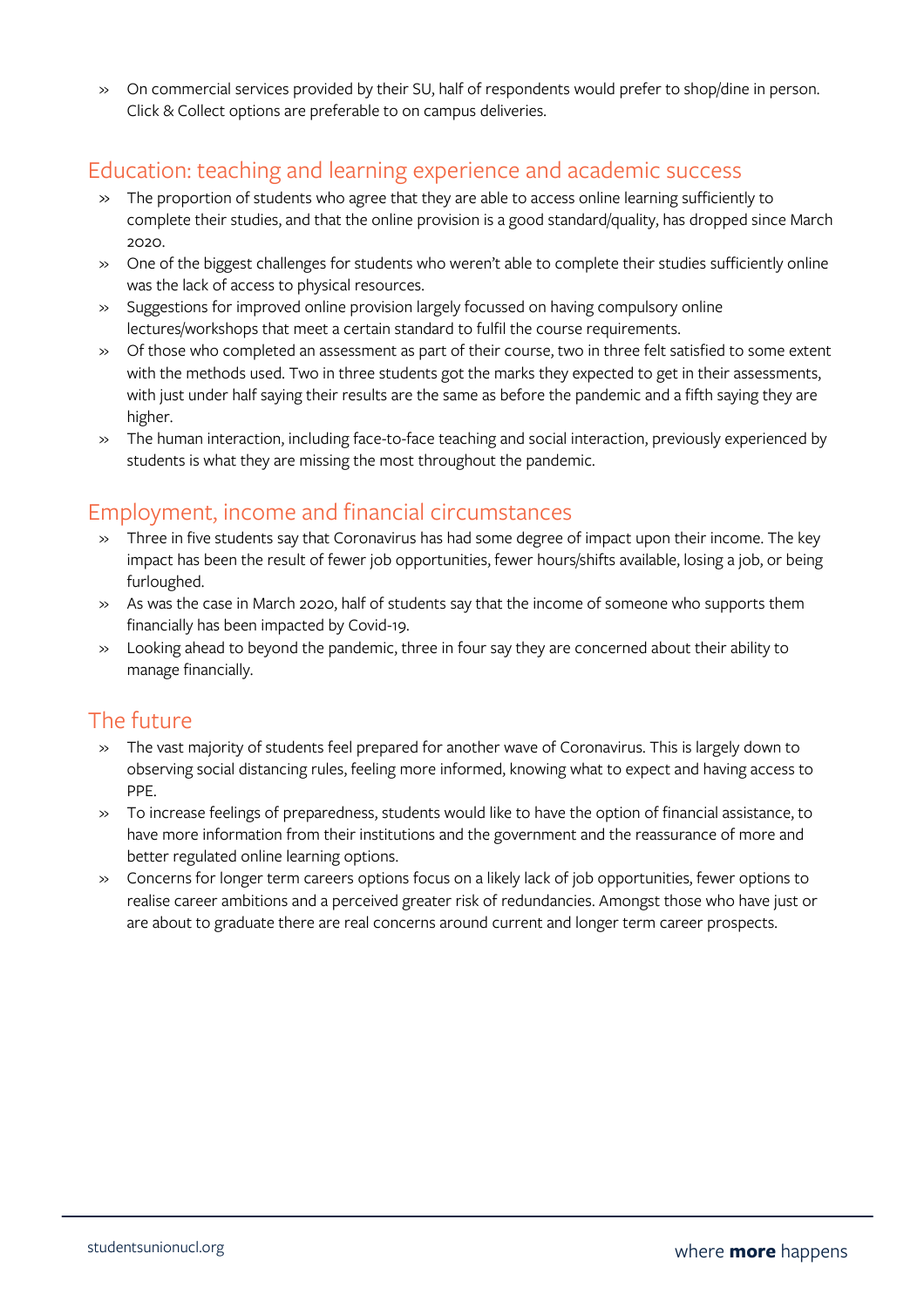- On commercial services provided by their SU, half of respondents would prefer to shop/dine in person. Click & Collect options are preferable to on campus deliveries.

## Education: teaching and learning experience and academic success

- The proportion of students who agree that they are able to access online learning sufficiently to complete their studies, and that the online provision is a good standard/quality, has dropped since March 2020.
- One of the biggest challenges for students who weren't able to complete their studies sufficiently online was the lack of access to physical resources.
- Suggestions for improved online provision largely focussed on having compulsory online lectures/workshops that meet a certain standard to fulfil the course requirements.
- Of those who completed an assessment as part of their course, two in three felt satisfied to some extent with the methods used. Two in three students got the marks they expected to get in their assessments, with just under half saying their results are the same as before the pandemic and a fifth saying they are higher.
- The human interaction, including face-to-face teaching and social interaction, previously experienced by students is what they are missing the most throughout the pandemic.

## Employment, income and financial circumstances

- Three in five students say that Coronavirus has had some degree of impact upon their income. The key impact has been the result of fewer job opportunities, fewer hours/shifts available, losing a job, or being furloughed.
- As was the case in March 2020, half of students say that the income of someone who supports them financially has been impacted by Covid-19.
- Looking ahead to beyond the pandemic, three in four say they are concerned about their ability to manage financially.

## The future

- The vast majority of students feel prepared for another wave of Coronavirus. This is largely down to observing social distancing rules, feeling more informed, knowing what to expect and having access to PPE.
- To increase feelings of preparedness, students would like to have the option of financial assistance, to have more information from their institutions and the government and the reassurance of more and better regulated online learning options.
- Concerns for longer term careers options focus on a likely lack of job opportunities, fewer options to realise career ambitions and a perceived greater risk of redundancies. Amongst those who have just or are about to graduate there are real concerns around current and longer term career prospects.